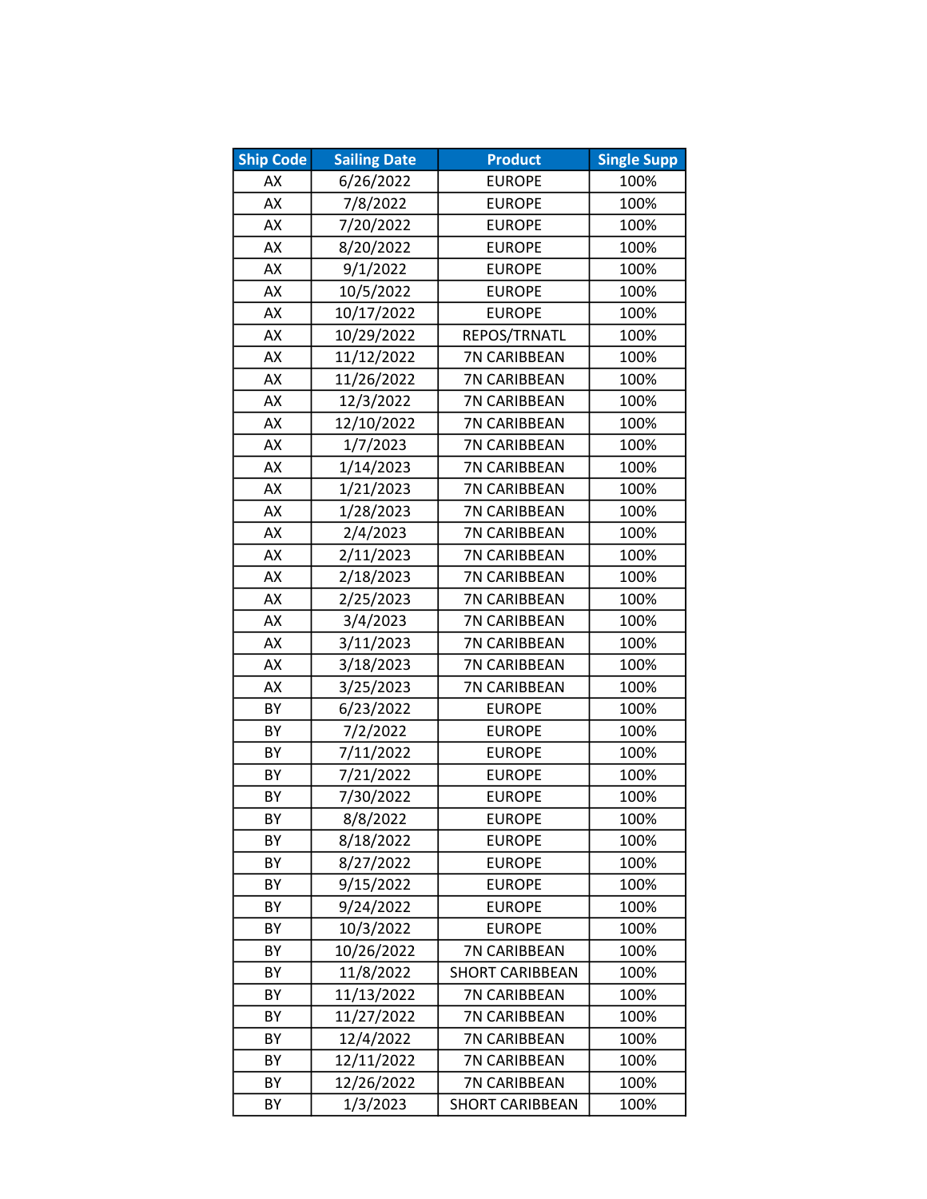| Ship Code | Sailing Date | Product | Single Supp |
|---|---|---|---|
| AX | 6/26/2022 | EUROPE | 100% |
| AX | 7/8/2022 | EUROPE | 100% |
| AX | 7/20/2022 | EUROPE | 100% |
| AX | 8/20/2022 | EUROPE | 100% |
| AX | 9/1/2022 | EUROPE | 100% |
| AX | 10/5/2022 | EUROPE | 100% |
| AX | 10/17/2022 | EUROPE | 100% |
| AX | 10/29/2022 | REPOS/TRNATL | 100% |
| AX | 11/12/2022 | 7N CARIBBEAN | 100% |
| AX | 11/26/2022 | 7N CARIBBEAN | 100% |
| AX | 12/3/2022 | 7N CARIBBEAN | 100% |
| AX | 12/10/2022 | 7N CARIBBEAN | 100% |
| AX | 1/7/2023 | 7N CARIBBEAN | 100% |
| AX | 1/14/2023 | 7N CARIBBEAN | 100% |
| AX | 1/21/2023 | 7N CARIBBEAN | 100% |
| AX | 1/28/2023 | 7N CARIBBEAN | 100% |
| AX | 2/4/2023 | 7N CARIBBEAN | 100% |
| AX | 2/11/2023 | 7N CARIBBEAN | 100% |
| AX | 2/18/2023 | 7N CARIBBEAN | 100% |
| AX | 2/25/2023 | 7N CARIBBEAN | 100% |
| AX | 3/4/2023 | 7N CARIBBEAN | 100% |
| AX | 3/11/2023 | 7N CARIBBEAN | 100% |
| AX | 3/18/2023 | 7N CARIBBEAN | 100% |
| AX | 3/25/2023 | 7N CARIBBEAN | 100% |
| BY | 6/23/2022 | EUROPE | 100% |
| BY | 7/2/2022 | EUROPE | 100% |
| BY | 7/11/2022 | EUROPE | 100% |
| BY | 7/21/2022 | EUROPE | 100% |
| BY | 7/30/2022 | EUROPE | 100% |
| BY | 8/8/2022 | EUROPE | 100% |
| BY | 8/18/2022 | EUROPE | 100% |
| BY | 8/27/2022 | EUROPE | 100% |
| BY | 9/15/2022 | EUROPE | 100% |
| BY | 9/24/2022 | EUROPE | 100% |
| BY | 10/3/2022 | EUROPE | 100% |
| BY | 10/26/2022 | 7N CARIBBEAN | 100% |
| BY | 11/8/2022 | SHORT CARIBBEAN | 100% |
| BY | 11/13/2022 | 7N CARIBBEAN | 100% |
| BY | 11/27/2022 | 7N CARIBBEAN | 100% |
| BY | 12/4/2022 | 7N CARIBBEAN | 100% |
| BY | 12/11/2022 | 7N CARIBBEAN | 100% |
| BY | 12/26/2022 | 7N CARIBBEAN | 100% |
| BY | 1/3/2023 | SHORT CARIBBEAN | 100% |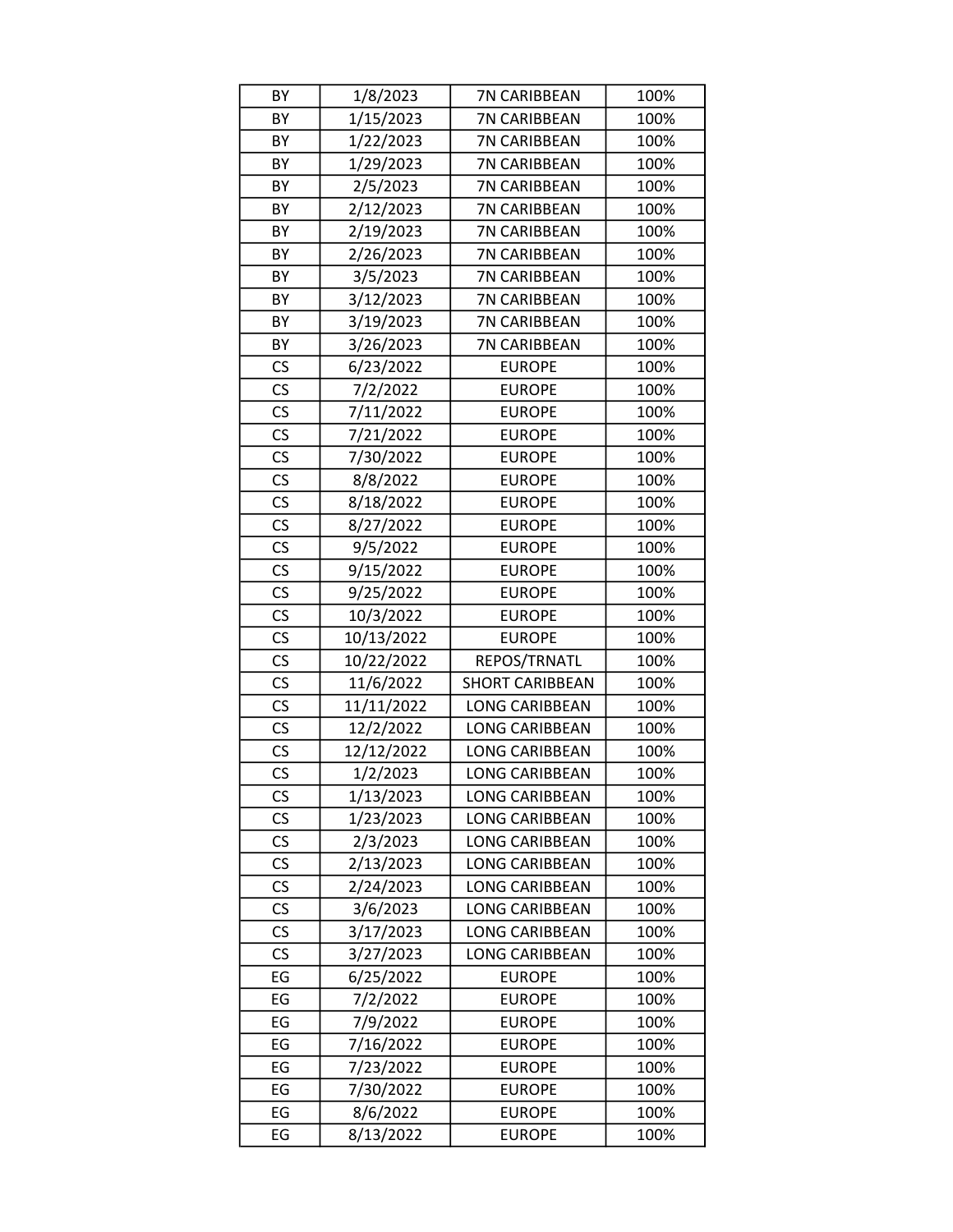| BY | 1/8/2023 | 7N CARIBBEAN | 100% |
|---|---|---|---|
| BY | 1/15/2023 | 7N CARIBBEAN | 100% |
| BY | 1/22/2023 | 7N CARIBBEAN | 100% |
| BY | 1/29/2023 | 7N CARIBBEAN | 100% |
| BY | 2/5/2023 | 7N CARIBBEAN | 100% |
| BY | 2/12/2023 | 7N CARIBBEAN | 100% |
| BY | 2/19/2023 | 7N CARIBBEAN | 100% |
| BY | 2/26/2023 | 7N CARIBBEAN | 100% |
| BY | 3/5/2023 | 7N CARIBBEAN | 100% |
| BY | 3/12/2023 | 7N CARIBBEAN | 100% |
| BY | 3/19/2023 | 7N CARIBBEAN | 100% |
| BY | 3/26/2023 | 7N CARIBBEAN | 100% |
| CS | 6/23/2022 | EUROPE | 100% |
| CS | 7/2/2022 | EUROPE | 100% |
| CS | 7/11/2022 | EUROPE | 100% |
| CS | 7/21/2022 | EUROPE | 100% |
| CS | 7/30/2022 | EUROPE | 100% |
| CS | 8/8/2022 | EUROPE | 100% |
| CS | 8/18/2022 | EUROPE | 100% |
| CS | 8/27/2022 | EUROPE | 100% |
| CS | 9/5/2022 | EUROPE | 100% |
| CS | 9/15/2022 | EUROPE | 100% |
| CS | 9/25/2022 | EUROPE | 100% |
| CS | 10/3/2022 | EUROPE | 100% |
| CS | 10/13/2022 | EUROPE | 100% |
| CS | 10/22/2022 | REPOS/TRNATL | 100% |
| CS | 11/6/2022 | SHORT CARIBBEAN | 100% |
| CS | 11/11/2022 | LONG CARIBBEAN | 100% |
| CS | 12/2/2022 | LONG CARIBBEAN | 100% |
| CS | 12/12/2022 | LONG CARIBBEAN | 100% |
| CS | 1/2/2023 | LONG CARIBBEAN | 100% |
| CS | 1/13/2023 | LONG CARIBBEAN | 100% |
| CS | 1/23/2023 | LONG CARIBBEAN | 100% |
| CS | 2/3/2023 | LONG CARIBBEAN | 100% |
| CS | 2/13/2023 | LONG CARIBBEAN | 100% |
| CS | 2/24/2023 | LONG CARIBBEAN | 100% |
| CS | 3/6/2023 | LONG CARIBBEAN | 100% |
| CS | 3/17/2023 | LONG CARIBBEAN | 100% |
| CS | 3/27/2023 | LONG CARIBBEAN | 100% |
| EG | 6/25/2022 | EUROPE | 100% |
| EG | 7/2/2022 | EUROPE | 100% |
| EG | 7/9/2022 | EUROPE | 100% |
| EG | 7/16/2022 | EUROPE | 100% |
| EG | 7/23/2022 | EUROPE | 100% |
| EG | 7/30/2022 | EUROPE | 100% |
| EG | 8/6/2022 | EUROPE | 100% |
| EG | 8/13/2022 | EUROPE | 100% |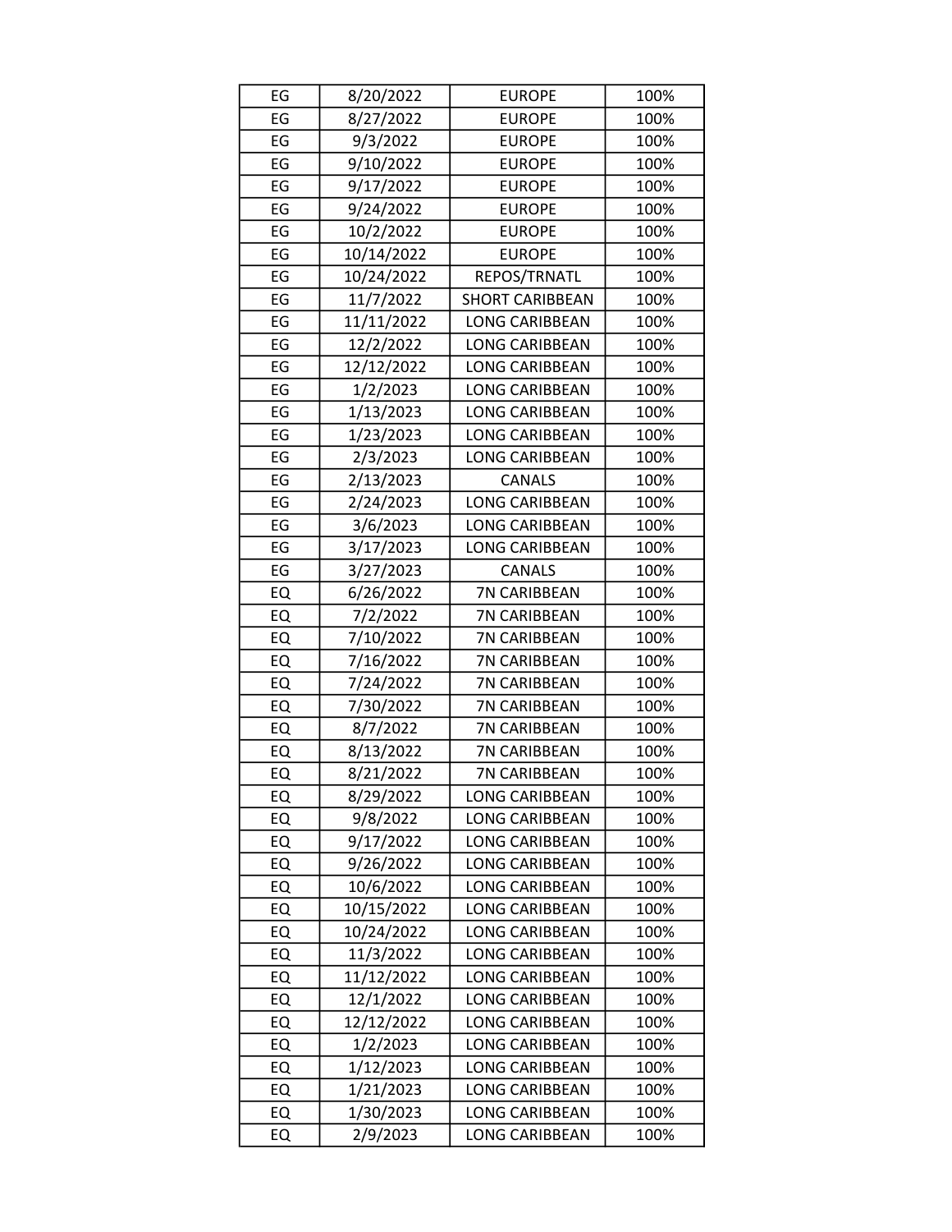| EG | 8/20/2022 | EUROPE | 100% |
|---|---|---|---|
| EG | 8/27/2022 | EUROPE | 100% |
| EG | 9/3/2022 | EUROPE | 100% |
| EG | 9/10/2022 | EUROPE | 100% |
| EG | 9/17/2022 | EUROPE | 100% |
| EG | 9/24/2022 | EUROPE | 100% |
| EG | 10/2/2022 | EUROPE | 100% |
| EG | 10/14/2022 | EUROPE | 100% |
| EG | 10/24/2022 | REPOS/TRNATL | 100% |
| EG | 11/7/2022 | SHORT CARIBBEAN | 100% |
| EG | 11/11/2022 | LONG CARIBBEAN | 100% |
| EG | 12/2/2022 | LONG CARIBBEAN | 100% |
| EG | 12/12/2022 | LONG CARIBBEAN | 100% |
| EG | 1/2/2023 | LONG CARIBBEAN | 100% |
| EG | 1/13/2023 | LONG CARIBBEAN | 100% |
| EG | 1/23/2023 | LONG CARIBBEAN | 100% |
| EG | 2/3/2023 | LONG CARIBBEAN | 100% |
| EG | 2/13/2023 | CANALS | 100% |
| EG | 2/24/2023 | LONG CARIBBEAN | 100% |
| EG | 3/6/2023 | LONG CARIBBEAN | 100% |
| EG | 3/17/2023 | LONG CARIBBEAN | 100% |
| EG | 3/27/2023 | CANALS | 100% |
| EQ | 6/26/2022 | 7N CARIBBEAN | 100% |
| EQ | 7/2/2022 | 7N CARIBBEAN | 100% |
| EQ | 7/10/2022 | 7N CARIBBEAN | 100% |
| EQ | 7/16/2022 | 7N CARIBBEAN | 100% |
| EQ | 7/24/2022 | 7N CARIBBEAN | 100% |
| EQ | 7/30/2022 | 7N CARIBBEAN | 100% |
| EQ | 8/7/2022 | 7N CARIBBEAN | 100% |
| EQ | 8/13/2022 | 7N CARIBBEAN | 100% |
| EQ | 8/21/2022 | 7N CARIBBEAN | 100% |
| EQ | 8/29/2022 | LONG CARIBBEAN | 100% |
| EQ | 9/8/2022 | LONG CARIBBEAN | 100% |
| EQ | 9/17/2022 | LONG CARIBBEAN | 100% |
| EQ | 9/26/2022 | LONG CARIBBEAN | 100% |
| EQ | 10/6/2022 | LONG CARIBBEAN | 100% |
| EQ | 10/15/2022 | LONG CARIBBEAN | 100% |
| EQ | 10/24/2022 | LONG CARIBBEAN | 100% |
| EQ | 11/3/2022 | LONG CARIBBEAN | 100% |
| EQ | 11/12/2022 | LONG CARIBBEAN | 100% |
| EQ | 12/1/2022 | LONG CARIBBEAN | 100% |
| EQ | 12/12/2022 | LONG CARIBBEAN | 100% |
| EQ | 1/2/2023 | LONG CARIBBEAN | 100% |
| EQ | 1/12/2023 | LONG CARIBBEAN | 100% |
| EQ | 1/21/2023 | LONG CARIBBEAN | 100% |
| EQ | 1/30/2023 | LONG CARIBBEAN | 100% |
| EQ | 2/9/2023 | LONG CARIBBEAN | 100% |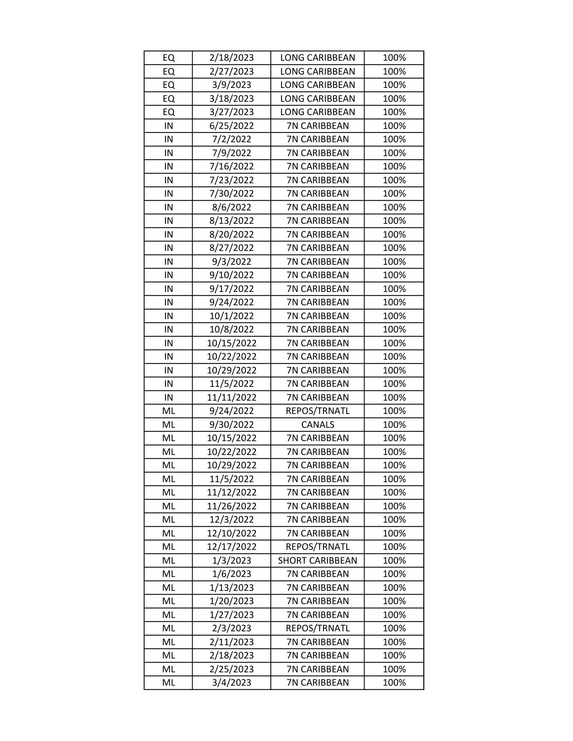| EQ | 2/18/2023 | LONG CARIBBEAN | 100% |
|---|---|---|---|
| EQ | 2/27/2023 | LONG CARIBBEAN | 100% |
| EQ | 3/9/2023 | LONG CARIBBEAN | 100% |
| EQ | 3/18/2023 | LONG CARIBBEAN | 100% |
| EQ | 3/27/2023 | LONG CARIBBEAN | 100% |
| IN | 6/25/2022 | 7N CARIBBEAN | 100% |
| IN | 7/2/2022 | 7N CARIBBEAN | 100% |
| IN | 7/9/2022 | 7N CARIBBEAN | 100% |
| IN | 7/16/2022 | 7N CARIBBEAN | 100% |
| IN | 7/23/2022 | 7N CARIBBEAN | 100% |
| IN | 7/30/2022 | 7N CARIBBEAN | 100% |
| IN | 8/6/2022 | 7N CARIBBEAN | 100% |
| IN | 8/13/2022 | 7N CARIBBEAN | 100% |
| IN | 8/20/2022 | 7N CARIBBEAN | 100% |
| IN | 8/27/2022 | 7N CARIBBEAN | 100% |
| IN | 9/3/2022 | 7N CARIBBEAN | 100% |
| IN | 9/10/2022 | 7N CARIBBEAN | 100% |
| IN | 9/17/2022 | 7N CARIBBEAN | 100% |
| IN | 9/24/2022 | 7N CARIBBEAN | 100% |
| IN | 10/1/2022 | 7N CARIBBEAN | 100% |
| IN | 10/8/2022 | 7N CARIBBEAN | 100% |
| IN | 10/15/2022 | 7N CARIBBEAN | 100% |
| IN | 10/22/2022 | 7N CARIBBEAN | 100% |
| IN | 10/29/2022 | 7N CARIBBEAN | 100% |
| IN | 11/5/2022 | 7N CARIBBEAN | 100% |
| IN | 11/11/2022 | 7N CARIBBEAN | 100% |
| ML | 9/24/2022 | REPOS/TRNATL | 100% |
| ML | 9/30/2022 | CANALS | 100% |
| ML | 10/15/2022 | 7N CARIBBEAN | 100% |
| ML | 10/22/2022 | 7N CARIBBEAN | 100% |
| ML | 10/29/2022 | 7N CARIBBEAN | 100% |
| ML | 11/5/2022 | 7N CARIBBEAN | 100% |
| ML | 11/12/2022 | 7N CARIBBEAN | 100% |
| ML | 11/26/2022 | 7N CARIBBEAN | 100% |
| ML | 12/3/2022 | 7N CARIBBEAN | 100% |
| ML | 12/10/2022 | 7N CARIBBEAN | 100% |
| ML | 12/17/2022 | REPOS/TRNATL | 100% |
| ML | 1/3/2023 | SHORT CARIBBEAN | 100% |
| ML | 1/6/2023 | 7N CARIBBEAN | 100% |
| ML | 1/13/2023 | 7N CARIBBEAN | 100% |
| ML | 1/20/2023 | 7N CARIBBEAN | 100% |
| ML | 1/27/2023 | 7N CARIBBEAN | 100% |
| ML | 2/3/2023 | REPOS/TRNATL | 100% |
| ML | 2/11/2023 | 7N CARIBBEAN | 100% |
| ML | 2/18/2023 | 7N CARIBBEAN | 100% |
| ML | 2/25/2023 | 7N CARIBBEAN | 100% |
| ML | 3/4/2023 | 7N CARIBBEAN | 100% |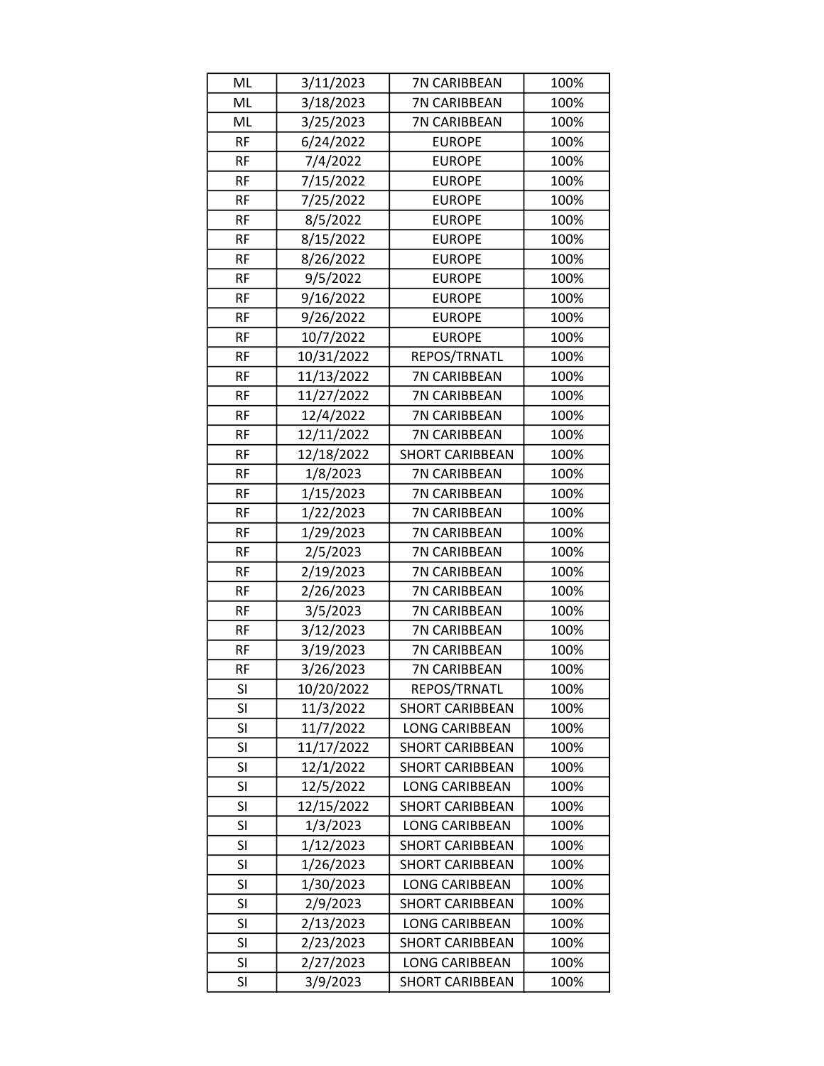| ML | 3/11/2023 | 7N CARIBBEAN | 100% |
|---|---|---|---|
| ML | 3/18/2023 | 7N CARIBBEAN | 100% |
| ML | 3/25/2023 | 7N CARIBBEAN | 100% |
| RF | 6/24/2022 | EUROPE | 100% |
| RF | 7/4/2022 | EUROPE | 100% |
| RF | 7/15/2022 | EUROPE | 100% |
| RF | 7/25/2022 | EUROPE | 100% |
| RF | 8/5/2022 | EUROPE | 100% |
| RF | 8/15/2022 | EUROPE | 100% |
| RF | 8/26/2022 | EUROPE | 100% |
| RF | 9/5/2022 | EUROPE | 100% |
| RF | 9/16/2022 | EUROPE | 100% |
| RF | 9/26/2022 | EUROPE | 100% |
| RF | 10/7/2022 | EUROPE | 100% |
| RF | 10/31/2022 | REPOS/TRNATL | 100% |
| RF | 11/13/2022 | 7N CARIBBEAN | 100% |
| RF | 11/27/2022 | 7N CARIBBEAN | 100% |
| RF | 12/4/2022 | 7N CARIBBEAN | 100% |
| RF | 12/11/2022 | 7N CARIBBEAN | 100% |
| RF | 12/18/2022 | SHORT CARIBBEAN | 100% |
| RF | 1/8/2023 | 7N CARIBBEAN | 100% |
| RF | 1/15/2023 | 7N CARIBBEAN | 100% |
| RF | 1/22/2023 | 7N CARIBBEAN | 100% |
| RF | 1/29/2023 | 7N CARIBBEAN | 100% |
| RF | 2/5/2023 | 7N CARIBBEAN | 100% |
| RF | 2/19/2023 | 7N CARIBBEAN | 100% |
| RF | 2/26/2023 | 7N CARIBBEAN | 100% |
| RF | 3/5/2023 | 7N CARIBBEAN | 100% |
| RF | 3/12/2023 | 7N CARIBBEAN | 100% |
| RF | 3/19/2023 | 7N CARIBBEAN | 100% |
| RF | 3/26/2023 | 7N CARIBBEAN | 100% |
| SI | 10/20/2022 | REPOS/TRNATL | 100% |
| SI | 11/3/2022 | SHORT CARIBBEAN | 100% |
| SI | 11/7/2022 | LONG CARIBBEAN | 100% |
| SI | 11/17/2022 | SHORT CARIBBEAN | 100% |
| SI | 12/1/2022 | SHORT CARIBBEAN | 100% |
| SI | 12/5/2022 | LONG CARIBBEAN | 100% |
| SI | 12/15/2022 | SHORT CARIBBEAN | 100% |
| SI | 1/3/2023 | LONG CARIBBEAN | 100% |
| SI | 1/12/2023 | SHORT CARIBBEAN | 100% |
| SI | 1/26/2023 | SHORT CARIBBEAN | 100% |
| SI | 1/30/2023 | LONG CARIBBEAN | 100% |
| SI | 2/9/2023 | SHORT CARIBBEAN | 100% |
| SI | 2/13/2023 | LONG CARIBBEAN | 100% |
| SI | 2/23/2023 | SHORT CARIBBEAN | 100% |
| SI | 2/27/2023 | LONG CARIBBEAN | 100% |
| SI | 3/9/2023 | SHORT CARIBBEAN | 100% |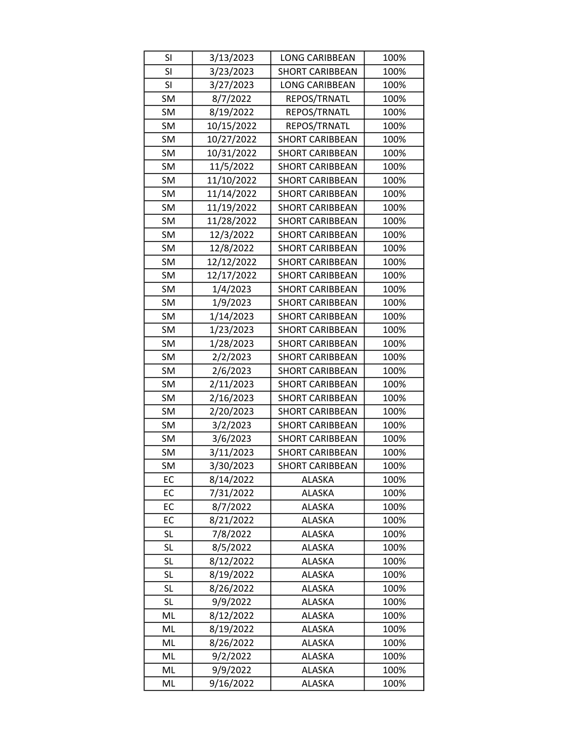| | | | |
|---|---|---|---|
| SI | 3/13/2023 | LONG CARIBBEAN | 100% |
| SI | 3/23/2023 | SHORT CARIBBEAN | 100% |
| SI | 3/27/2023 | LONG CARIBBEAN | 100% |
| SM | 8/7/2022 | REPOS/TRNATL | 100% |
| SM | 8/19/2022 | REPOS/TRNATL | 100% |
| SM | 10/15/2022 | REPOS/TRNATL | 100% |
| SM | 10/27/2022 | SHORT CARIBBEAN | 100% |
| SM | 10/31/2022 | SHORT CARIBBEAN | 100% |
| SM | 11/5/2022 | SHORT CARIBBEAN | 100% |
| SM | 11/10/2022 | SHORT CARIBBEAN | 100% |
| SM | 11/14/2022 | SHORT CARIBBEAN | 100% |
| SM | 11/19/2022 | SHORT CARIBBEAN | 100% |
| SM | 11/28/2022 | SHORT CARIBBEAN | 100% |
| SM | 12/3/2022 | SHORT CARIBBEAN | 100% |
| SM | 12/8/2022 | SHORT CARIBBEAN | 100% |
| SM | 12/12/2022 | SHORT CARIBBEAN | 100% |
| SM | 12/17/2022 | SHORT CARIBBEAN | 100% |
| SM | 1/4/2023 | SHORT CARIBBEAN | 100% |
| SM | 1/9/2023 | SHORT CARIBBEAN | 100% |
| SM | 1/14/2023 | SHORT CARIBBEAN | 100% |
| SM | 1/23/2023 | SHORT CARIBBEAN | 100% |
| SM | 1/28/2023 | SHORT CARIBBEAN | 100% |
| SM | 2/2/2023 | SHORT CARIBBEAN | 100% |
| SM | 2/6/2023 | SHORT CARIBBEAN | 100% |
| SM | 2/11/2023 | SHORT CARIBBEAN | 100% |
| SM | 2/16/2023 | SHORT CARIBBEAN | 100% |
| SM | 2/20/2023 | SHORT CARIBBEAN | 100% |
| SM | 3/2/2023 | SHORT CARIBBEAN | 100% |
| SM | 3/6/2023 | SHORT CARIBBEAN | 100% |
| SM | 3/11/2023 | SHORT CARIBBEAN | 100% |
| SM | 3/30/2023 | SHORT CARIBBEAN | 100% |
| EC | 8/14/2022 | ALASKA | 100% |
| EC | 7/31/2022 | ALASKA | 100% |
| EC | 8/7/2022 | ALASKA | 100% |
| EC | 8/21/2022 | ALASKA | 100% |
| SL | 7/8/2022 | ALASKA | 100% |
| SL | 8/5/2022 | ALASKA | 100% |
| SL | 8/12/2022 | ALASKA | 100% |
| SL | 8/19/2022 | ALASKA | 100% |
| SL | 8/26/2022 | ALASKA | 100% |
| SL | 9/9/2022 | ALASKA | 100% |
| ML | 8/12/2022 | ALASKA | 100% |
| ML | 8/19/2022 | ALASKA | 100% |
| ML | 8/26/2022 | ALASKA | 100% |
| ML | 9/2/2022 | ALASKA | 100% |
| ML | 9/9/2022 | ALASKA | 100% |
| ML | 9/16/2022 | ALASKA | 100% |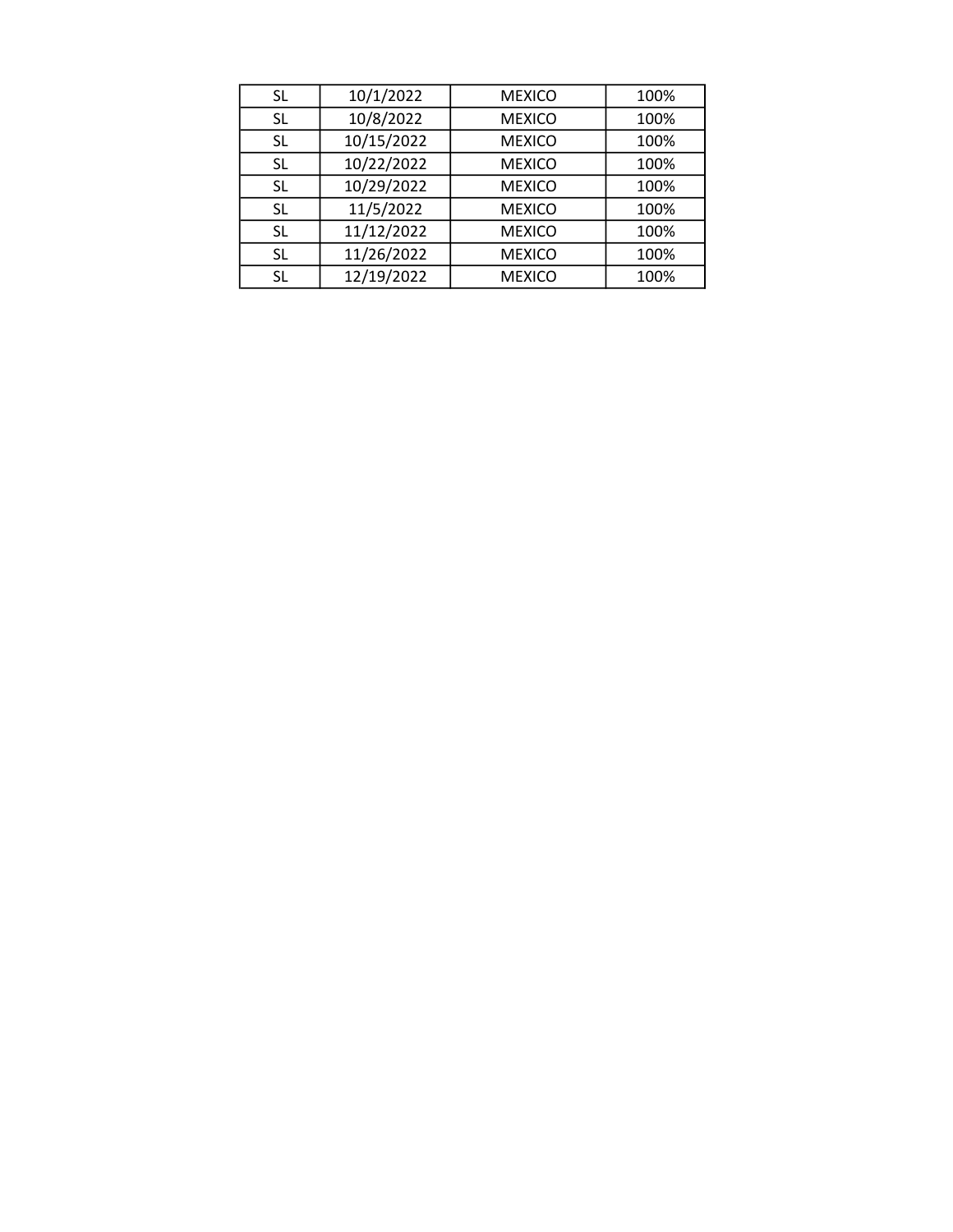| | | | |
|---|---|---|---|
| SL | 10/1/2022 | MEXICO | 100% |
| SL | 10/8/2022 | MEXICO | 100% |
| SL | 10/15/2022 | MEXICO | 100% |
| SL | 10/22/2022 | MEXICO | 100% |
| SL | 10/29/2022 | MEXICO | 100% |
| SL | 11/5/2022 | MEXICO | 100% |
| SL | 11/12/2022 | MEXICO | 100% |
| SL | 11/26/2022 | MEXICO | 100% |
| SL | 12/19/2022 | MEXICO | 100% |